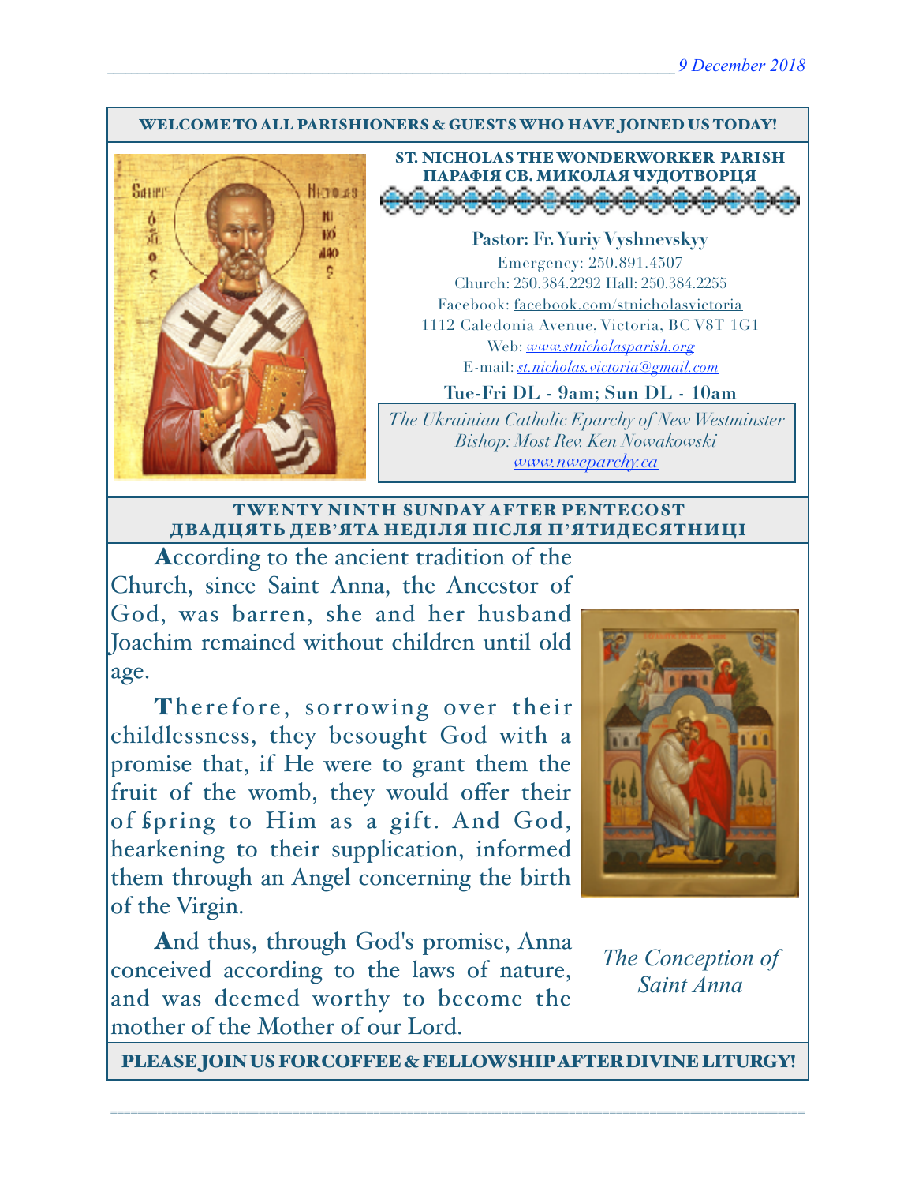9 December 2018

**WELCOME TO ALL PARISHIONERS & GUESTS WHO HAVE JOINED US TODAY!**

## ST. NICHOLAS THE WONDERWORKER PARISH
## ПАРАФІЯ СВ. МИКОЛАЯ ЧУДОТВОРЦЯ

**Pastor: Fr. Yuriy Vyshnevskyy**

Emergency: 250.891.4507
Church: 250.384.2292 Hall: 250.384.2255
Facebook: facebook.com/stnicholasvictoria
1112 Caledonia Avenue, Victoria, BC V8T 1G1
Web: *www.stnicholasparish.org*
E-mail: *st.nicholas.victoria@gmail.com*

**Tue-Fri DL - 9am; Sun DL - 10am**

*The Ukrainian Catholic Eparchy of New Westminster*
*Bishop: Most Rev. Ken Nowakowski*
*www.nweparchy.ca*

## TWENTY NINTH SUNDAY AFTER PENTECOST
## ДВАДЦЯТЬ ДЕВ'ЯТА НЕДІЛЯ ПІСЛЯ П'ЯТИДЕСЯТНИЦІ

**A**ccording to the ancient tradition of the Church, since Saint Anna, the Ancestor of God, was barren, she and her husband Joachim remained without children until old age.

**T**herefore, sorrowing over their childlessness, they besought God with a promise that, if He were to grant them the fruit of the womb, they would offer their offspring to Him as a gift. And God, hearkening to their supplication, informed them through an Angel concerning the birth of the Virgin.

**A**nd thus, through God's promise, Anna conceived according to the laws of nature, and was deemed worthy to become the mother of the Mother of our Lord.

*The Conception of Saint Anna*

**PLEASE JOIN US FOR COFFEE & FELLOWSHIP AFTER DIVINE LITURGY!**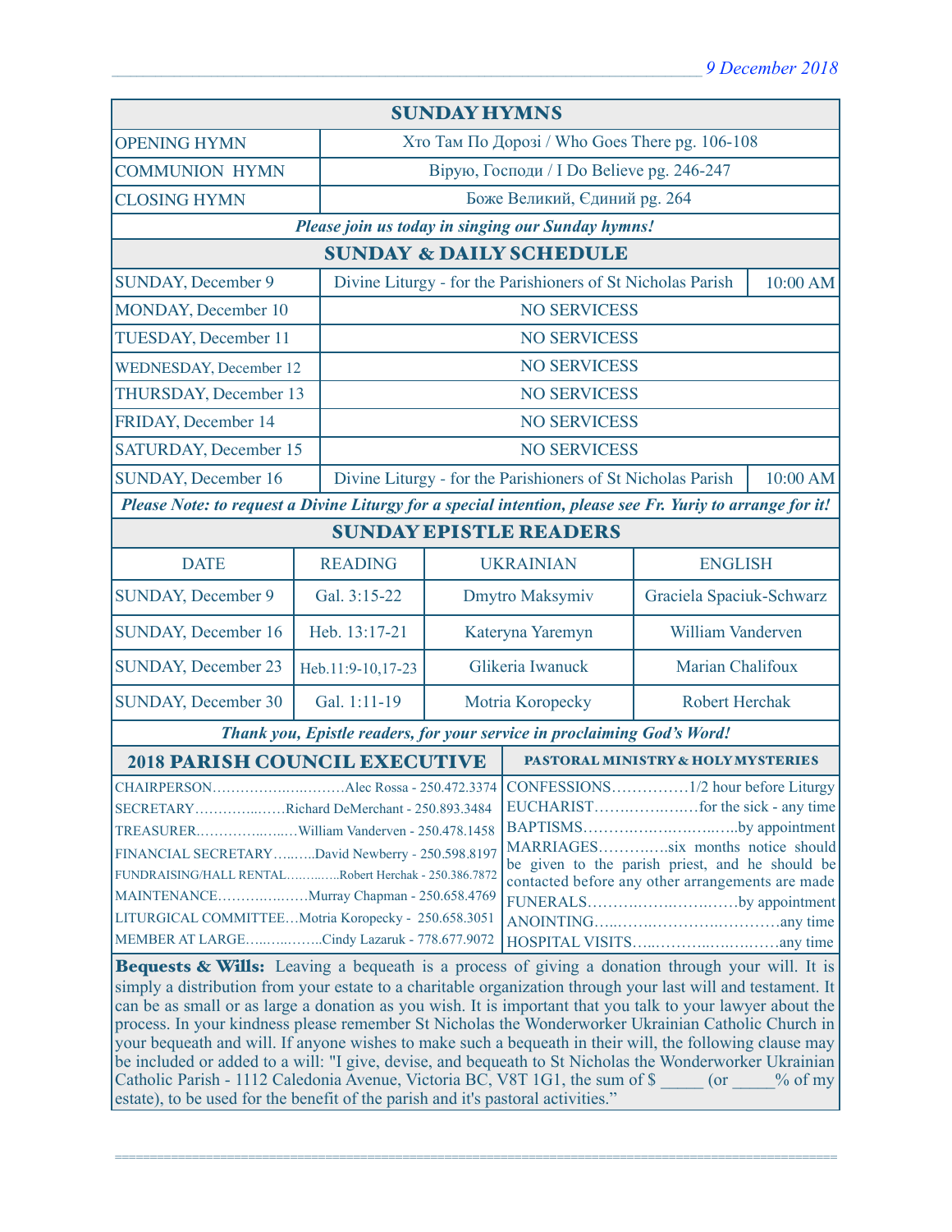9 December 2018

## SUNDAY HYMNS

| | |
|---|---|
| OPENING HYMN | Хто Там По Дорозі / Who Goes There pg. 106-108 |
| COMMUNION HYMN | Вірую, Господи / I Do Believe pg. 246-247 |
| CLOSING HYMN | Боже Великий, Єдиний pg. 264 |

*Please join us today in singing our Sunday hymns!*

## SUNDAY & DAILY SCHEDULE

| | | |
|---|---|---|
| SUNDAY, December 9 | Divine Liturgy - for the Parishioners of St Nicholas Parish | 10:00 AM |
| MONDAY, December 10 | NO SERVICESS | |
| TUESDAY, December 11 | NO SERVICESS | |
| WEDNESDAY, December 12 | NO SERVICESS | |
| THURSDAY, December 13 | NO SERVICESS | |
| FRIDAY, December 14 | NO SERVICESS | |
| SATURDAY, December 15 | NO SERVICESS | |
| SUNDAY, December 16 | Divine Liturgy - for the Parishioners of St Nicholas Parish | 10:00 AM |

*Please Note: to request a Divine Liturgy for a special intention, please see Fr. Yuriy to arrange for it!*

## SUNDAY EPISTLE READERS

| DATE | READING | UKRAINIAN | ENGLISH |
|---|---|---|---|
| SUNDAY, December 9 | Gal. 3:15-22 | Dmytro Maksymiv | Graciela Spaciuk-Schwarz |
| SUNDAY, December 16 | Heb. 13:17-21 | Kateryna Yaremyn | William Vanderven |
| SUNDAY, December 23 | Heb.11:9-10,17-23 | Glikeria Iwanuck | Marian Chalifoux |
| SUNDAY, December 30 | Gal. 1:11-19 | Motria Koropecky | Robert Herchak |

*Thank you, Epistle readers, for your service in proclaiming God's Word!*

## 2018 PARISH COUNCIL EXECUTIVE

CHAIRPERSON……………………Alec Rossa - 250.472.3374
SECRETARY……………Richard DeMerchant - 250.893.3484
TREASURER………………William Vanderven - 250.478.1458
FINANCIAL SECRETARY……..David Newberry - 250.598.8197
FUNDRAISING/HALL RENTAL…………Robert Herchak - 250.386.7872
MAINTENANCE………………Murray Chapman - 250.658.4769
LITURGICAL COMMITTEE…Motria Koropecky - 250.658.3051
MEMBER AT LARGE……………Cindy Lazaruk - 778.677.9072

## PASTORAL MINISTRY & HOLY MYSTERIES

CONFESSIONS……………1/2 hour before Liturgy
EUCHARIST………………for the sick - any time
BAPTISMS……………………………by appointment
MARRIAGES…………six months notice should be given to the parish priest, and he should be contacted before any other arrangements are made
FUNERALS……………………………by appointment
ANOINTING……………………………any time
HOSPITAL VISITS……………………………any time

**Bequests & Wills:** Leaving a bequeath is a process of giving a donation through your will. It is simply a distribution from your estate to a charitable organization through your last will and testament. It can be as small or as large a donation as you wish. It is important that you talk to your lawyer about the process. In your kindness please remember St Nicholas the Wonderworker Ukrainian Catholic Church in your bequeath and will. If anyone wishes to make such a bequeath in their will, the following clause may be included or added to a will: "I give, devise, and bequeath to St Nicholas the Wonderworker Ukrainian Catholic Parish - 1112 Caledonia Avenue, Victoria BC, V8T 1G1, the sum of $ _____ (or _____% of my estate), to be used for the benefit of the parish and it's pastoral activities."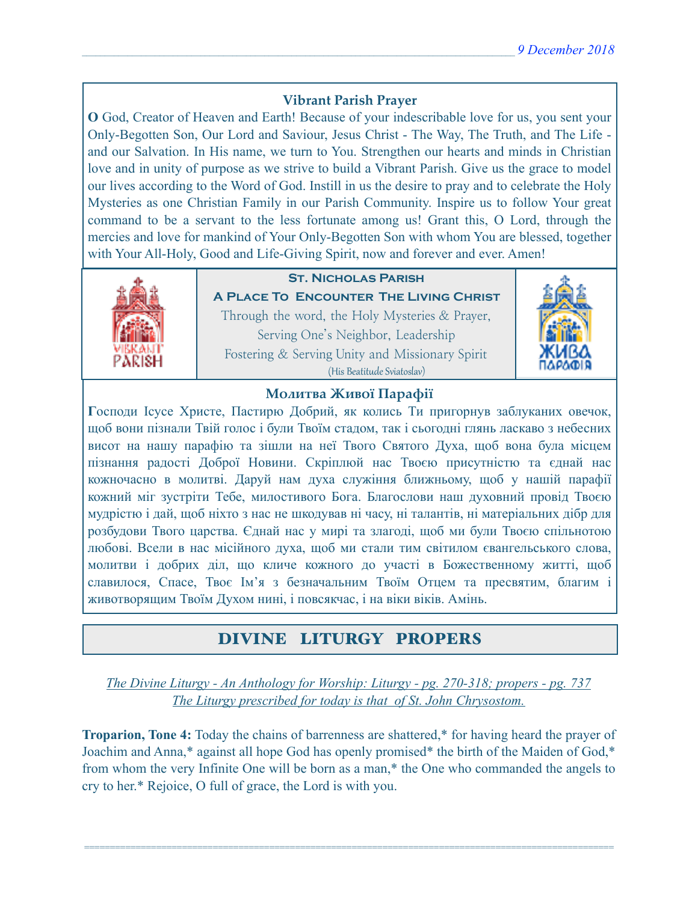### Vibrant Parish Prayer

**O** God, Creator of Heaven and Earth! Because of your indescribable love for us, you sent your Only-Begotten Son, Our Lord and Saviour, Jesus Christ - The Way, The Truth, and The Life - and our Salvation. In His name, we turn to You. Strengthen our hearts and minds in Christian love and in unity of purpose as we strive to build a Vibrant Parish. Give us the grace to model our lives according to the Word of God. Instill in us the desire to pray and to celebrate the Holy Mysteries as one Christian Family in our Parish Community. Inspire us to follow Your great command to be a servant to the less fortunate among us! Grant this, O Lord, through the mercies and love for mankind of Your Only-Begotten Son with whom You are blessed, together with Your All-Holy, Good and Life-Giving Spirit, now and forever and ever. Amen!

**St. Nicholas Parish**

**A Place To Encounter The Living Christ**

Through the word, the Holy Mysteries & Prayer,
Serving One's Neighbor, Leadership
Fostering & Serving Unity and Missionary Spirit
(His Beatitude Sviatoslav)

### Молитва Живої Парафії

**Г**осподи Ісусе Христе, Пастирю Добрий, як колись Ти пригорнув заблуканих овечок, щоб вони пізнали Твій голос і були Твоїм стадом, так і сьогодні глянь ласкаво з небесних висот на нашу парафію та зішли на неї Твого Святого Духа, щоб вона була місцем пізнання радості Доброї Новини. Скріплюй нас Твоєю присутністю та єднай нас кожночасно в молитві. Даруй нам духа служіння ближньому, щоб у нашій парафії кожний міг зустріти Тебе, милостивого Бога. Благослови наш духовний провід Твоєю мудрістю і дай, щоб ніхто з нас не шкодував ні часу, ні талантів, ні матеріальних дібр для розбудови Твого царства. Єднай нас у мирі та злагоді, щоб ми були Твоєю спільнотою любові. Всели в нас місійного духа, щоб ми стали тим світилом євангельського слова, молитви і добрих діл, що кличе кожного до участі в Божественному житті, щоб славилося, Спасе, Твоє Ім'я з безначальним Твоїм Отцем та пресвятим, благим і животворящим Твоїм Духом нині, і повсякчас, і на віки віків. Амінь.

## DIVINE LITURGY PROPERS

*The Divine Liturgy - An Anthology for Worship: Liturgy - pg. 270-318; propers - pg. 737*
*The Liturgy prescribed for today is that of St. John Chrysostom.*

**Troparion, Tone 4:** Today the chains of barrenness are shattered,* for having heard the prayer of Joachim and Anna,* against all hope God has openly promised* the birth of the Maiden of God,* from whom the very Infinite One will be born as a man,* the One who commanded the angels to cry to her.* Rejoice, O full of grace, the Lord is with you.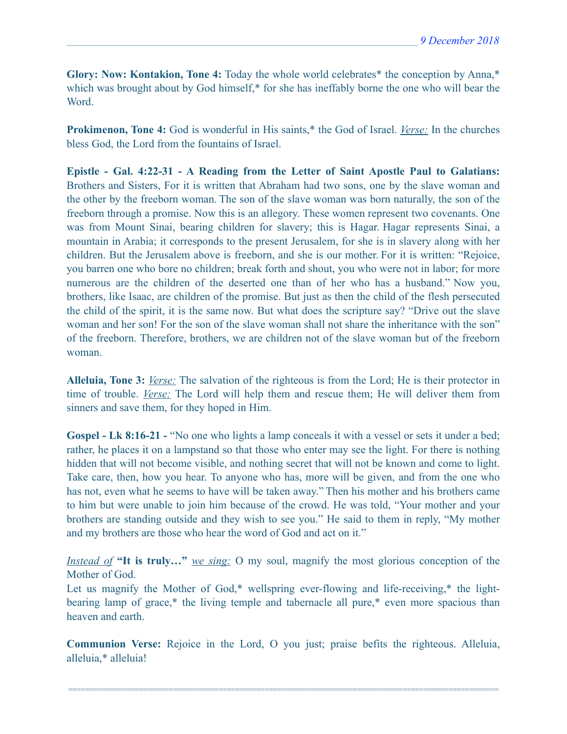**Glory: Now: Kontakion, Tone 4:** Today the whole world celebrates* the conception by Anna,* which was brought about by God himself,* for she has ineffably borne the one who will bear the Word.

**Prokimenon, Tone 4:** God is wonderful in His saints,* the God of Israel. *Verse:* In the churches bless God, the Lord from the fountains of Israel.

**Epistle - Gal. 4:22-31 - A Reading from the Letter of Saint Apostle Paul to Galatians:** Brothers and Sisters, For it is written that Abraham had two sons, one by the slave woman and the other by the freeborn woman. The son of the slave woman was born naturally, the son of the freeborn through a promise. Now this is an allegory. These women represent two covenants. One was from Mount Sinai, bearing children for slavery; this is Hagar. Hagar represents Sinai, a mountain in Arabia; it corresponds to the present Jerusalem, for she is in slavery along with her children. But the Jerusalem above is freeborn, and she is our mother. For it is written: "Rejoice, you barren one who bore no children; break forth and shout, you who were not in labor; for more numerous are the children of the deserted one than of her who has a husband." Now you, brothers, like Isaac, are children of the promise. But just as then the child of the flesh persecuted the child of the spirit, it is the same now. But what does the scripture say? "Drive out the slave woman and her son! For the son of the slave woman shall not share the inheritance with the son" of the freeborn. Therefore, brothers, we are children not of the slave woman but of the freeborn woman.

**Alleluia, Tone 3:** *Verse:* The salvation of the righteous is from the Lord; He is their protector in time of trouble. *Verse:* The Lord will help them and rescue them; He will deliver them from sinners and save them, for they hoped in Him.

**Gospel - Lk 8:16-21 -** "No one who lights a lamp conceals it with a vessel or sets it under a bed; rather, he places it on a lampstand so that those who enter may see the light. For there is nothing hidden that will not become visible, and nothing secret that will not be known and come to light. Take care, then, how you hear. To anyone who has, more will be given, and from the one who has not, even what he seems to have will be taken away." Then his mother and his brothers came to him but were unable to join him because of the crowd. He was told, "Your mother and your brothers are standing outside and they wish to see you." He said to them in reply, "My mother and my brothers are those who hear the word of God and act on it."

*Instead of* **"It is truly…"** *we sing:* O my soul, magnify the most glorious conception of the Mother of God.
Let us magnify the Mother of God,* wellspring ever-flowing and life-receiving,* the light-bearing lamp of grace,* the living temple and tabernacle all pure,* even more spacious than heaven and earth.

**Communion Verse:** Rejoice in the Lord, O you just; praise befits the righteous. Alleluia, alleluia,* alleluia!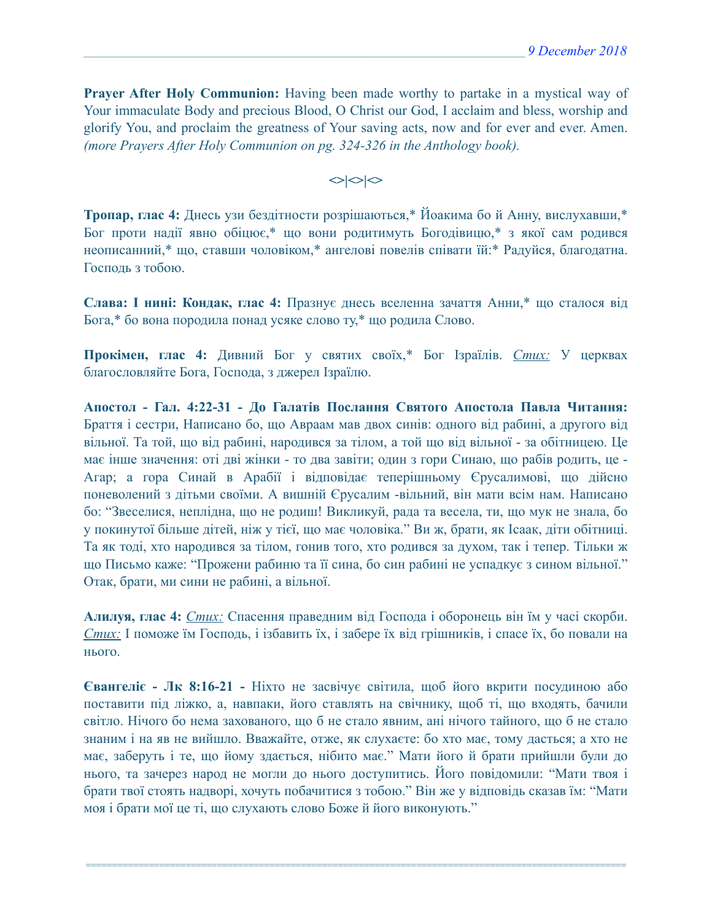**Prayer After Holy Communion:** Having been made worthy to partake in a mystical way of Your immaculate Body and precious Blood, O Christ our God, I acclaim and bless, worship and glorify You, and proclaim the greatness of Your saving acts, now and for ever and ever. Amen. *(more Prayers After Holy Communion on pg. 324-326 in the Anthology book).*

**<>|<>|<>**

**Тропар, глас 4:** Днесь узи бездітности розрішаються,* Йоакима бо й Анну, вислухавши,* Бог проти надії явно обіцює,* що вони родитимуть Богодівицю,* з якої сам родився неописанний,* що, ставши чоловіком,* ангелові повелів співати їй:* Радуйся, благодатна. Господь з тобою.

**Слава: І нині: Кондак, глас 4:** Празнує днесь вселенна зачаття Анни,* що сталося від Бога,* бо вона породила понад усяке слово ту,* що родила Слово.

**Прокімен, глас 4:** Дивний Бог у святих своїх,* Бог Ізраїлів. *Стих:* У церквах благословляйте Бога, Господа, з джерел Ізраїлю.

**Апостол - Гал. 4:22-31 - До Галатів Послання Святого Апостола Павла Читання:** Браття і сестри, Написано бо, що Авраам мав двох синів: одного від рабині, а другого від вільної. Та той, що від рабині, народився за тілом, а той що від вільної - за обітницею. Це має інше значення: оті дві жінки - то два завіти; один з гори Синаю, що рабів родить, це - Агар; а гора Синай в Арабії і відповідає теперішньому Єрусалимові, що дійсно поневолений з дітьми своїми. А вишній Єрусалим -вільний, він мати всім нам. Написано бо: "Звеселися, неплідна, що не родиш! Викликуй, рада та весела, ти, що мук не знала, бо у покинутої більше дітей, ніж у тієї, що має чоловіка." Ви ж, брати, як Ісаак, діти обітниці. Та як тоді, хто народився за тілом, гонив того, хто родився за духом, так і тепер. Тільки ж що Письмо каже: "Прожени рабиню та її сина, бо син рабині не успадкує з сином вільної." Отак, брати, ми сини не рабині, а вільної.

**Алилуя, глас 4:** *Стих:* Спасення праведним від Господа і оборонець він їм у часі скорби. *Стих:* І поможе їм Господь, і ізбавить їх, і забере їх від грішників, і спасе їх, бо повали на нього.

**Євангеліє - Лк 8:16-21 -** Ніхто не засвічує світила, щоб його вкрити посудиною або поставити під ліжко, а, навпаки, його ставлять на свічнику, щоб ті, що входять, бачили світло. Нічого бо нема захованого, що б не стало явним, ані нічого тайного, що б не стало знаним і на яв не вийшло. Вважайте, отже, як слухаєте: бо хто має, тому дасться; а хто не має, заберуть і те, що йому здається, нібито має." Мати його й брати прийшли були до нього, та зачерез народ не могли до нього доступитись. Його повідомили: "Мати твоя і брати твої стоять надворі, хочуть побачитися з тобою." Він же у відповідь сказав їм: "Мати моя і брати мої це ті, що слухають слово Боже й його виконують."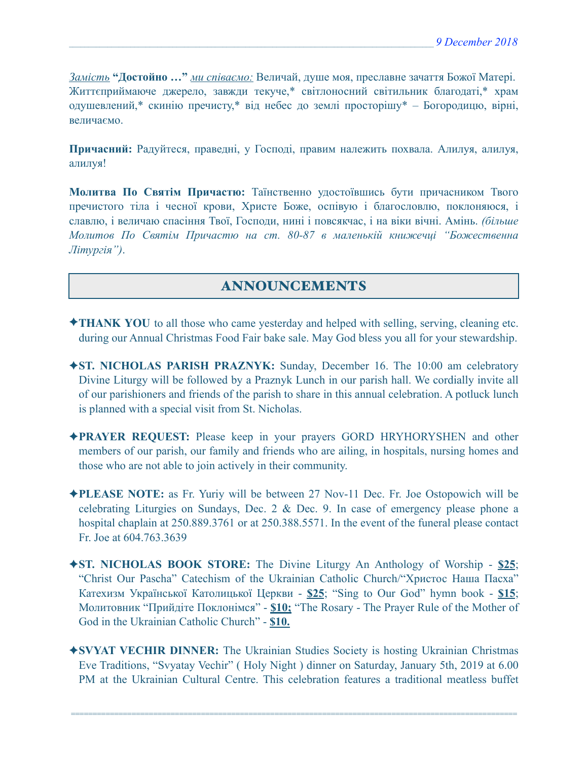*Замість* **"Достойно …"** *ми співаємо:* Величай, душе моя, преславне зачаття Божої Матері. Життєприймаюче джерело, завжди текуче,* світлоносний світильник благодаті,* храм одушевлений,* скинію пречисту,* від небес до землі просторішу* – Богородицю, вірні, величаємо.

**Причасний:** Радуйтеся, праведні, у Господі, правим належить похвала. Алилуя, алилуя, алилуя!

**Молитва По Святім Причастю:** Таїнственно удостоївшись бути причасником Твого пречистого тіла і чесної крови, Христе Боже, оспівую і благословлю, поклоняюся, і славлю, і величаю спасіння Твої, Господи, нині і повсякчас, і на віки вічні. Амінь. *(більше Молитов По Святім Причастю на ст. 80-87 в маленькій книжечці "Божественна Літургія")*.

## ANNOUNCEMENTS

✦**THANK YOU** to all those who came yesterday and helped with selling, serving, cleaning etc. during our Annual Christmas Food Fair bake sale. May God bless you all for your stewardship.

✦**ST. NICHOLAS PARISH PRAZNYK:** Sunday, December 16. The 10:00 am celebratory Divine Liturgy will be followed by a Praznyk Lunch in our parish hall. We cordially invite all of our parishioners and friends of the parish to share in this annual celebration. A potluck lunch is planned with a special visit from St. Nicholas.

✦**PRAYER REQUEST:** Please keep in your prayers GORD HRYHORYSHEN and other members of our parish, our family and friends who are ailing, in hospitals, nursing homes and those who are not able to join actively in their community.

✦**PLEASE NOTE:** as Fr. Yuriy will be between 27 Nov-11 Dec. Fr. Joe Ostopowich will be celebrating Liturgies on Sundays, Dec. 2 & Dec. 9. In case of emergency please phone a hospital chaplain at 250.889.3761 or at 250.388.5571. In the event of the funeral please contact Fr. Joe at 604.763.3639

✦**ST. NICHOLAS BOOK STORE:** The Divine Liturgy An Anthology of Worship - **$25**; "Christ Our Pascha" Catechism of the Ukrainian Catholic Church/"Христос Наша Пасха" Катехизм Української Католицької Церкви - **$25**; "Sing to Our God" hymn book - **$15**; Молитовник "Прийдіте Поклонімся" - **$10;** "The Rosary - The Prayer Rule of the Mother of God in the Ukrainian Catholic Church" - **$10.**

✦**SVYAT VECHIR DINNER:** The Ukrainian Studies Society is hosting Ukrainian Christmas Eve Traditions, "Svyatay Vechir" ( Holy Night ) dinner on Saturday, January 5th, 2019 at 6.00 PM at the Ukrainian Cultural Centre. This celebration features a traditional meatless buffet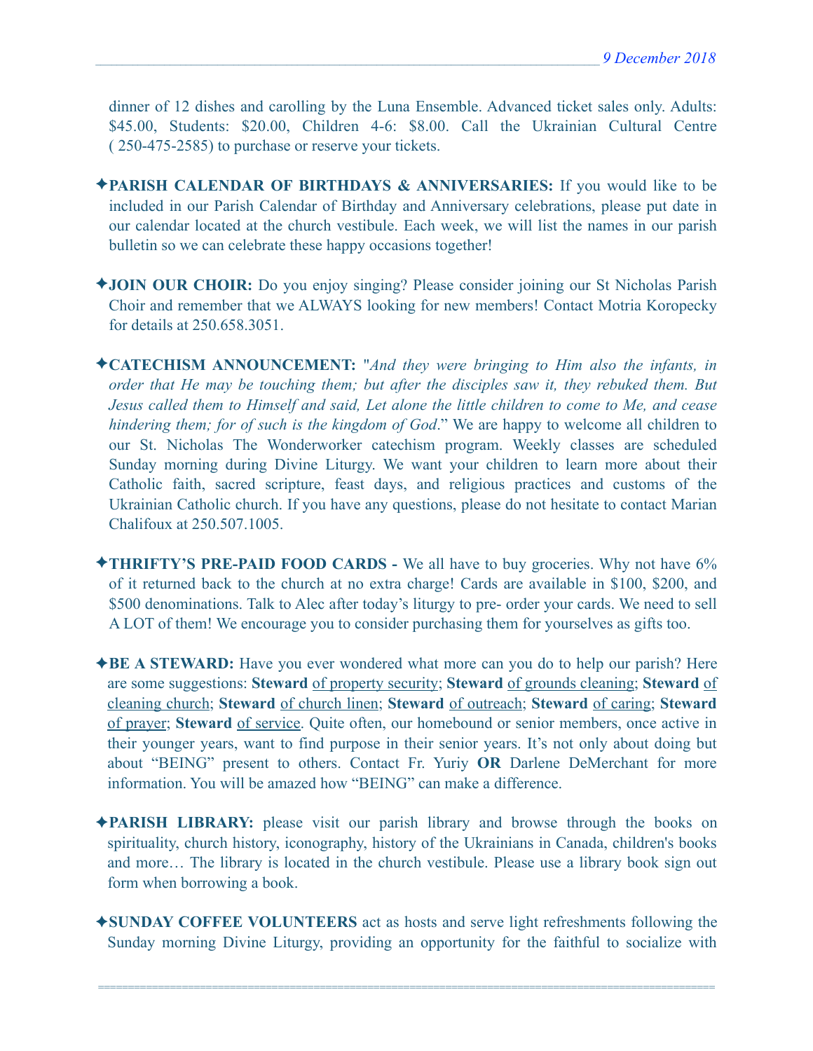dinner of 12 dishes and carolling by the Luna Ensemble. Advanced ticket sales only. Adults: $45.00, Students: $20.00, Children 4-6: $8.00. Call the Ukrainian Cultural Centre ( 250-475-2585) to purchase or reserve your tickets.

✦**PARISH CALENDAR OF BIRTHDAYS & ANNIVERSARIES:** If you would like to be included in our Parish Calendar of Birthday and Anniversary celebrations, please put date in our calendar located at the church vestibule. Each week, we will list the names in our parish bulletin so we can celebrate these happy occasions together!

✦**JOIN OUR CHOIR:** Do you enjoy singing? Please consider joining our St Nicholas Parish Choir and remember that we ALWAYS looking for new members! Contact Motria Koropecky for details at 250.658.3051.

✦**CATECHISM ANNOUNCEMENT:** "*And they were bringing to Him also the infants, in order that He may be touching them; but after the disciples saw it, they rebuked them. But Jesus called them to Himself and said, Let alone the little children to come to Me, and cease hindering them; for of such is the kingdom of God*." We are happy to welcome all children to our St. Nicholas The Wonderworker catechism program. Weekly classes are scheduled Sunday morning during Divine Liturgy. We want your children to learn more about their Catholic faith, sacred scripture, feast days, and religious practices and customs of the Ukrainian Catholic church. If you have any questions, please do not hesitate to contact Marian Chalifoux at 250.507.1005.

✦**THRIFTY'S PRE-PAID FOOD CARDS -** We all have to buy groceries. Why not have 6% of it returned back to the church at no extra charge! Cards are available in $100, $200, and $500 denominations. Talk to Alec after today's liturgy to pre- order your cards. We need to sell A LOT of them! We encourage you to consider purchasing them for yourselves as gifts too.

✦**BE A STEWARD:** Have you ever wondered what more can you do to help our parish? Here are some suggestions: **Steward** of property security; **Steward** of grounds cleaning; **Steward** of cleaning church; **Steward** of church linen; **Steward** of outreach; **Steward** of caring; **Steward** of prayer; **Steward** of service. Quite often, our homebound or senior members, once active in their younger years, want to find purpose in their senior years. It's not only about doing but about "BEING" present to others. Contact Fr. Yuriy **OR** Darlene DeMerchant for more information. You will be amazed how "BEING" can make a difference.

✦**PARISH LIBRARY:** please visit our parish library and browse through the books on spirituality, church history, iconography, history of the Ukrainians in Canada, children's books and more… The library is located in the church vestibule. Please use a library book sign out form when borrowing a book.

✦**SUNDAY COFFEE VOLUNTEERS** act as hosts and serve light refreshments following the Sunday morning Divine Liturgy, providing an opportunity for the faithful to socialize with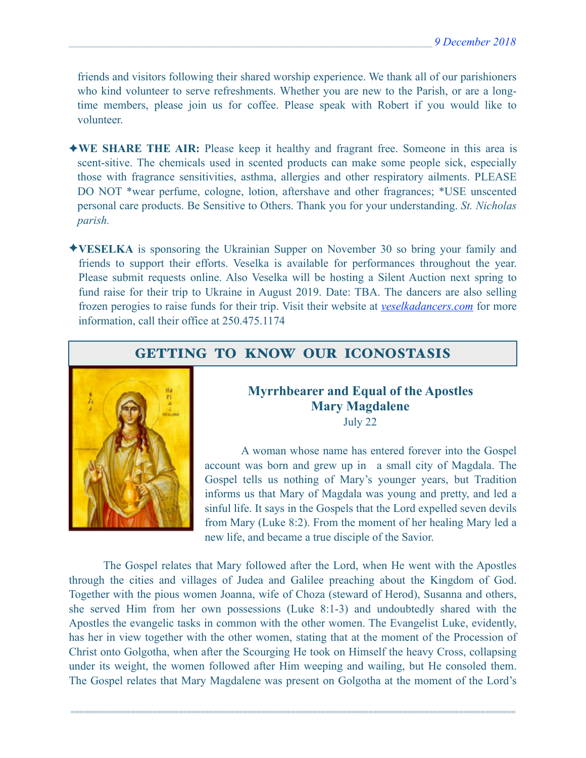friends and visitors following their shared worship experience. We thank all of our parishioners who kind volunteer to serve refreshments. Whether you are new to the Parish, or are a long-time members, please join us for coffee. Please speak with Robert if you would like to volunteer.

✦**WE SHARE THE AIR:** Please keep it healthy and fragrant free. Someone in this area is scent-sitive. The chemicals used in scented products can make some people sick, especially those with fragrance sensitivities, asthma, allergies and other respiratory ailments. PLEASE DO NOT *wear perfume, cologne, lotion, aftershave and other fragrances; *USE unscented personal care products. Be Sensitive to Others. Thank you for your understanding. *St. Nicholas parish.*

✦**VESELKA** is sponsoring the Ukrainian Supper on November 30 so bring your family and friends to support their efforts. Veselka is available for performances throughout the year. Please submit requests online. Also Veselka will be hosting a Silent Auction next spring to fund raise for their trip to Ukraine in August 2019. Date: TBA. The dancers are also selling frozen perogies to raise funds for their trip. Visit their website at *veselkadancers.com* for more information, call their office at 250.475.1174

## GETTING TO KNOW OUR ICONOSTASIS

### Myrrhbearer and Equal of the Apostles Mary Magdalene

July 22

A woman whose name has entered forever into the Gospel account was born and grew up in a small city of Magdala. The Gospel tells us nothing of Mary's younger years, but Tradition informs us that Mary of Magdala was young and pretty, and led a sinful life. It says in the Gospels that the Lord expelled seven devils from Mary (Luke 8:2). From the moment of her healing Mary led a new life, and became a true disciple of the Savior.

The Gospel relates that Mary followed after the Lord, when He went with the Apostles through the cities and villages of Judea and Galilee preaching about the Kingdom of God. Together with the pious women Joanna, wife of Choza (steward of Herod), Susanna and others, she served Him from her own possessions (Luke 8:1-3) and undoubtedly shared with the Apostles the evangelic tasks in common with the other women. The Evangelist Luke, evidently, has her in view together with the other women, stating that at the moment of the Procession of Christ onto Golgotha, when after the Scourging He took on Himself the heavy Cross, collapsing under its weight, the women followed after Him weeping and wailing, but He consoled them. The Gospel relates that Mary Magdalene was present on Golgotha at the moment of the Lord's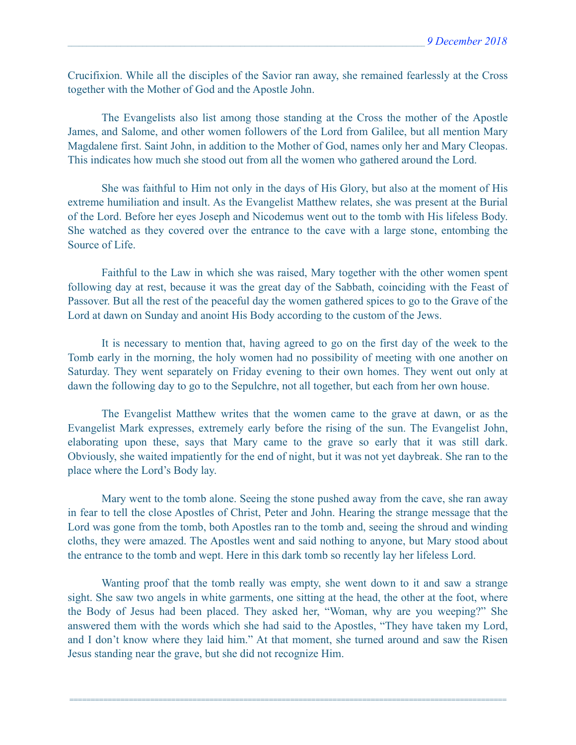Crucifixion. While all the disciples of the Savior ran away, she remained fearlessly at the Cross together with the Mother of God and the Apostle John.

The Evangelists also list among those standing at the Cross the mother of the Apostle James, and Salome, and other women followers of the Lord from Galilee, but all mention Mary Magdalene first. Saint John, in addition to the Mother of God, names only her and Mary Cleopas. This indicates how much she stood out from all the women who gathered around the Lord.

She was faithful to Him not only in the days of His Glory, but also at the moment of His extreme humiliation and insult. As the Evangelist Matthew relates, she was present at the Burial of the Lord. Before her eyes Joseph and Nicodemus went out to the tomb with His lifeless Body. She watched as they covered over the entrance to the cave with a large stone, entombing the Source of Life.

Faithful to the Law in which she was raised, Mary together with the other women spent following day at rest, because it was the great day of the Sabbath, coinciding with the Feast of Passover. But all the rest of the peaceful day the women gathered spices to go to the Grave of the Lord at dawn on Sunday and anoint His Body according to the custom of the Jews.

It is necessary to mention that, having agreed to go on the first day of the week to the Tomb early in the morning, the holy women had no possibility of meeting with one another on Saturday. They went separately on Friday evening to their own homes. They went out only at dawn the following day to go to the Sepulchre, not all together, but each from her own house.

The Evangelist Matthew writes that the women came to the grave at dawn, or as the Evangelist Mark expresses, extremely early before the rising of the sun. The Evangelist John, elaborating upon these, says that Mary came to the grave so early that it was still dark. Obviously, she waited impatiently for the end of night, but it was not yet daybreak. She ran to the place where the Lord's Body lay.

Mary went to the tomb alone. Seeing the stone pushed away from the cave, she ran away in fear to tell the close Apostles of Christ, Peter and John. Hearing the strange message that the Lord was gone from the tomb, both Apostles ran to the tomb and, seeing the shroud and winding cloths, they were amazed. The Apostles went and said nothing to anyone, but Mary stood about the entrance to the tomb and wept. Here in this dark tomb so recently lay her lifeless Lord.

Wanting proof that the tomb really was empty, she went down to it and saw a strange sight. She saw two angels in white garments, one sitting at the head, the other at the foot, where the Body of Jesus had been placed. They asked her, "Woman, why are you weeping?" She answered them with the words which she had said to the Apostles, "They have taken my Lord, and I don't know where they laid him." At that moment, she turned around and saw the Risen Jesus standing near the grave, but she did not recognize Him.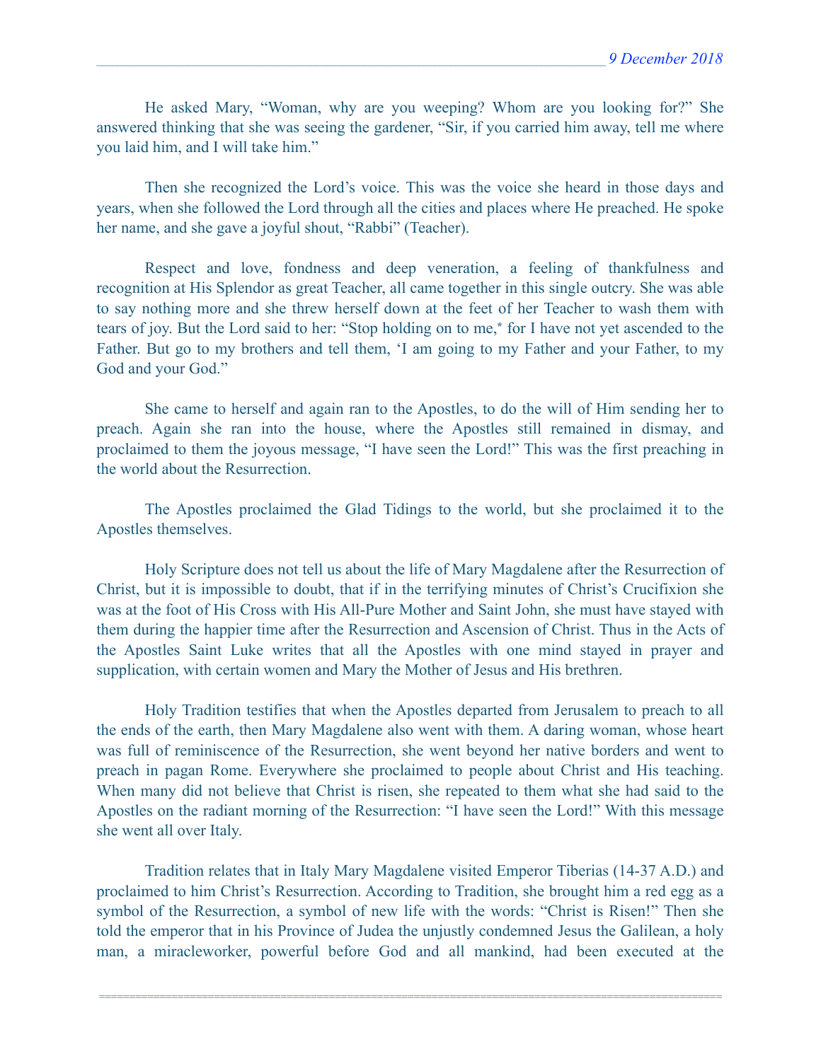He asked Mary, "Woman, why are you weeping? Whom are you looking for?" She answered thinking that she was seeing the gardener, "Sir, if you carried him away, tell me where you laid him, and I will take him."

Then she recognized the Lord's voice. This was the voice she heard in those days and years, when she followed the Lord through all the cities and places where He preached. He spoke her name, and she gave a joyful shout, "Rabbi" (Teacher).

Respect and love, fondness and deep veneration, a feeling of thankfulness and recognition at His Splendor as great Teacher, all came together in this single outcry. She was able to say nothing more and she threw herself down at the feet of her Teacher to wash them with tears of joy. But the Lord said to her: "Stop holding on to me,* for I have not yet ascended to the Father. But go to my brothers and tell them, 'I am going to my Father and your Father, to my God and your God."

She came to herself and again ran to the Apostles, to do the will of Him sending her to preach. Again she ran into the house, where the Apostles still remained in dismay, and proclaimed to them the joyous message, "I have seen the Lord!" This was the first preaching in the world about the Resurrection.

The Apostles proclaimed the Glad Tidings to the world, but she proclaimed it to the Apostles themselves.

Holy Scripture does not tell us about the life of Mary Magdalene after the Resurrection of Christ, but it is impossible to doubt, that if in the terrifying minutes of Christ's Crucifixion she was at the foot of His Cross with His All-Pure Mother and Saint John, she must have stayed with them during the happier time after the Resurrection and Ascension of Christ. Thus in the Acts of the Apostles Saint Luke writes that all the Apostles with one mind stayed in prayer and supplication, with certain women and Mary the Mother of Jesus and His brethren.

Holy Tradition testifies that when the Apostles departed from Jerusalem to preach to all the ends of the earth, then Mary Magdalene also went with them. A daring woman, whose heart was full of reminiscence of the Resurrection, she went beyond her native borders and went to preach in pagan Rome. Everywhere she proclaimed to people about Christ and His teaching. When many did not believe that Christ is risen, she repeated to them what she had said to the Apostles on the radiant morning of the Resurrection: "I have seen the Lord!" With this message she went all over Italy.

Tradition relates that in Italy Mary Magdalene visited Emperor Tiberias (14-37 A.D.) and proclaimed to him Christ's Resurrection. According to Tradition, she brought him a red egg as a symbol of the Resurrection, a symbol of new life with the words: "Christ is Risen!" Then she told the emperor that in his Province of Judea the unjustly condemned Jesus the Galilean, a holy man, a miracleworker, powerful before God and all mankind, had been executed at the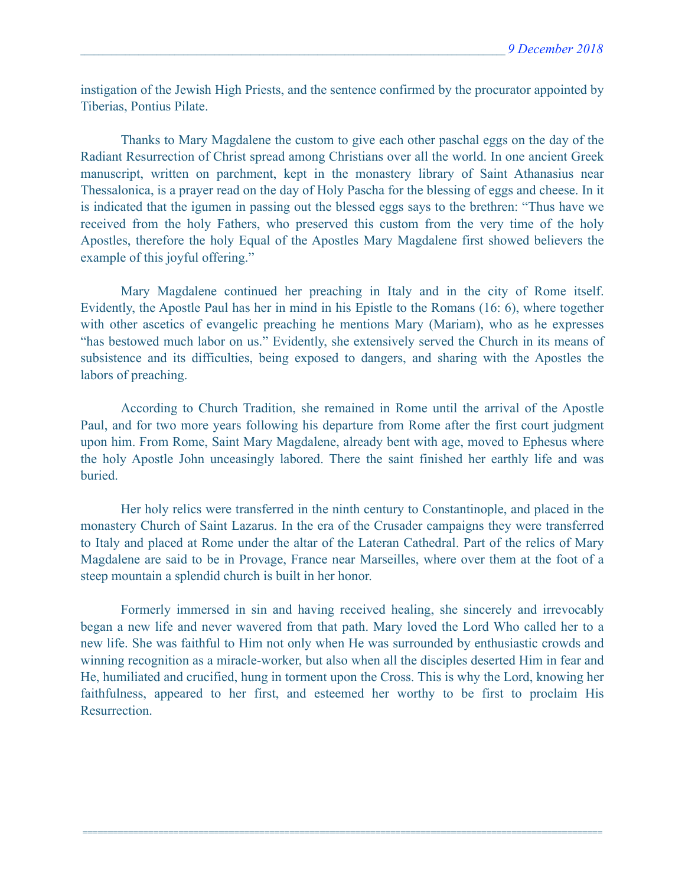instigation of the Jewish High Priests, and the sentence confirmed by the procurator appointed by Tiberias, Pontius Pilate.

Thanks to Mary Magdalene the custom to give each other paschal eggs on the day of the Radiant Resurrection of Christ spread among Christians over all the world. In one ancient Greek manuscript, written on parchment, kept in the monastery library of Saint Athanasius near Thessalonica, is a prayer read on the day of Holy Pascha for the blessing of eggs and cheese. In it is indicated that the igumen in passing out the blessed eggs says to the brethren: "Thus have we received from the holy Fathers, who preserved this custom from the very time of the holy Apostles, therefore the holy Equal of the Apostles Mary Magdalene first showed believers the example of this joyful offering."

Mary Magdalene continued her preaching in Italy and in the city of Rome itself. Evidently, the Apostle Paul has her in mind in his Epistle to the Romans (16: 6), where together with other ascetics of evangelic preaching he mentions Mary (Mariam), who as he expresses "has bestowed much labor on us." Evidently, she extensively served the Church in its means of subsistence and its difficulties, being exposed to dangers, and sharing with the Apostles the labors of preaching.

According to Church Tradition, she remained in Rome until the arrival of the Apostle Paul, and for two more years following his departure from Rome after the first court judgment upon him. From Rome, Saint Mary Magdalene, already bent with age, moved to Ephesus where the holy Apostle John unceasingly labored. There the saint finished her earthly life and was buried.

Her holy relics were transferred in the ninth century to Constantinople, and placed in the monastery Church of Saint Lazarus. In the era of the Crusader campaigns they were transferred to Italy and placed at Rome under the altar of the Lateran Cathedral. Part of the relics of Mary Magdalene are said to be in Provage, France near Marseilles, where over them at the foot of a steep mountain a splendid church is built in her honor.

Formerly immersed in sin and having received healing, she sincerely and irrevocably began a new life and never wavered from that path. Mary loved the Lord Who called her to a new life. She was faithful to Him not only when He was surrounded by enthusiastic crowds and winning recognition as a miracle-worker, but also when all the disciples deserted Him in fear and He, humiliated and crucified, hung in torment upon the Cross. This is why the Lord, knowing her faithfulness, appeared to her first, and esteemed her worthy to be first to proclaim His Resurrection.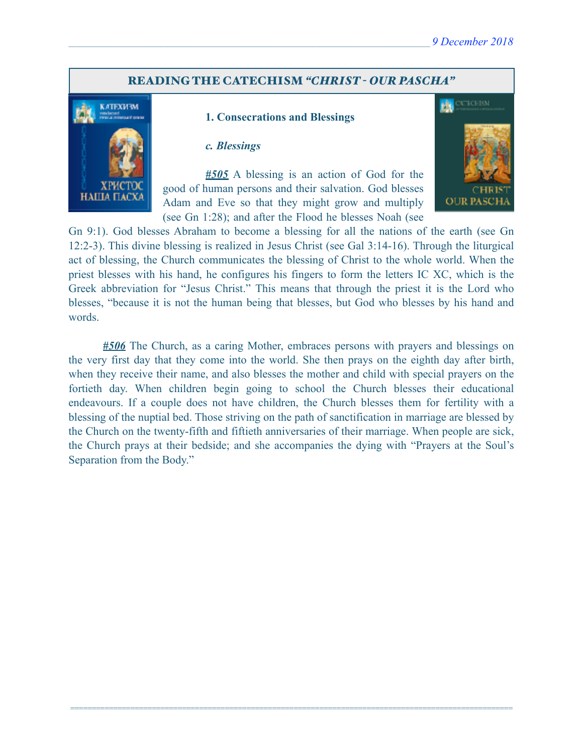## READING THE CATECHISM *"CHRIST - OUR PASCHA"*

### 1. Consecrations and Blessings

#### *c. Blessings*

***#505*** A blessing is an action of God for the good of human persons and their salvation. God blesses Adam and Eve so that they might grow and multiply (see Gn 1:28); and after the Flood he blesses Noah (see Gn 9:1). God blesses Abraham to become a blessing for all the nations of the earth (see Gn 12:2-3). This divine blessing is realized in Jesus Christ (see Gal 3:14-16). Through the liturgical act of blessing, the Church communicates the blessing of Christ to the whole world. When the priest blesses with his hand, he configures his fingers to form the letters IC XC, which is the Greek abbreviation for "Jesus Christ." This means that through the priest it is the Lord who blesses, "because it is not the human being that blesses, but God who blesses by his hand and words.

***#506*** The Church, as a caring Mother, embraces persons with prayers and blessings on the very first day that they come into the world. She then prays on the eighth day after birth, when they receive their name, and also blesses the mother and child with special prayers on the fortieth day. When children begin going to school the Church blesses their educational endeavours. If a couple does not have children, the Church blesses them for fertility with a blessing of the nuptial bed. Those striving on the path of sanctification in marriage are blessed by the Church on the twenty-fifth and fiftieth anniversaries of their marriage. When people are sick, the Church prays at their bedside; and she accompanies the dying with "Prayers at the Soul's Separation from the Body."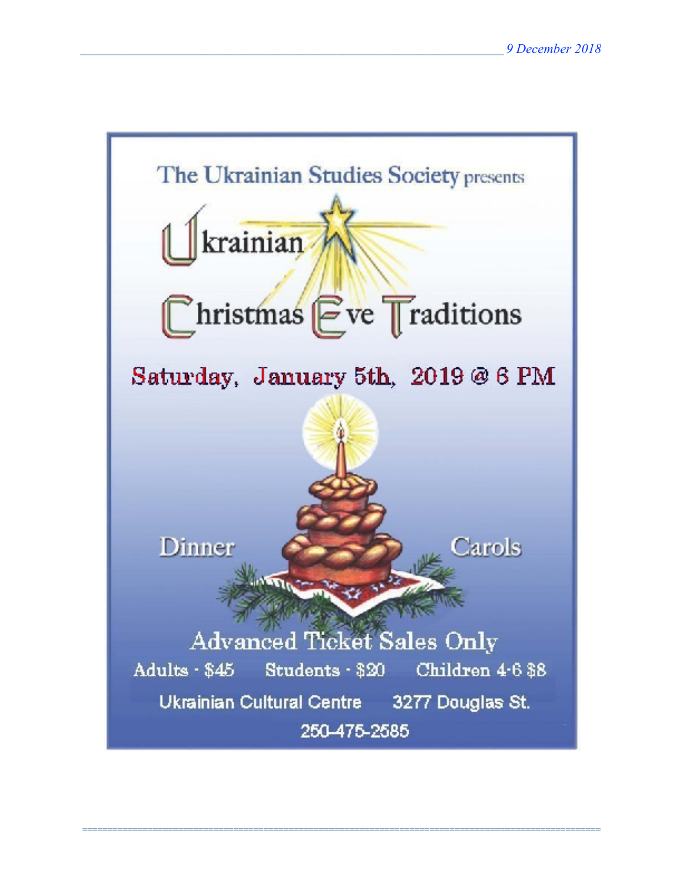The Ukrainian Studies Society presents

# Ukrainian Christmas Eve Traditions

**Saturday, January 5th, 2019 @ 6 PM**

Dinner

Carols

## Advanced Ticket Sales Only

Adults - $45 Students - $20 Children 4-6 $8

Ukrainian Cultural Centre 3277 Douglas St.

250-475-2585